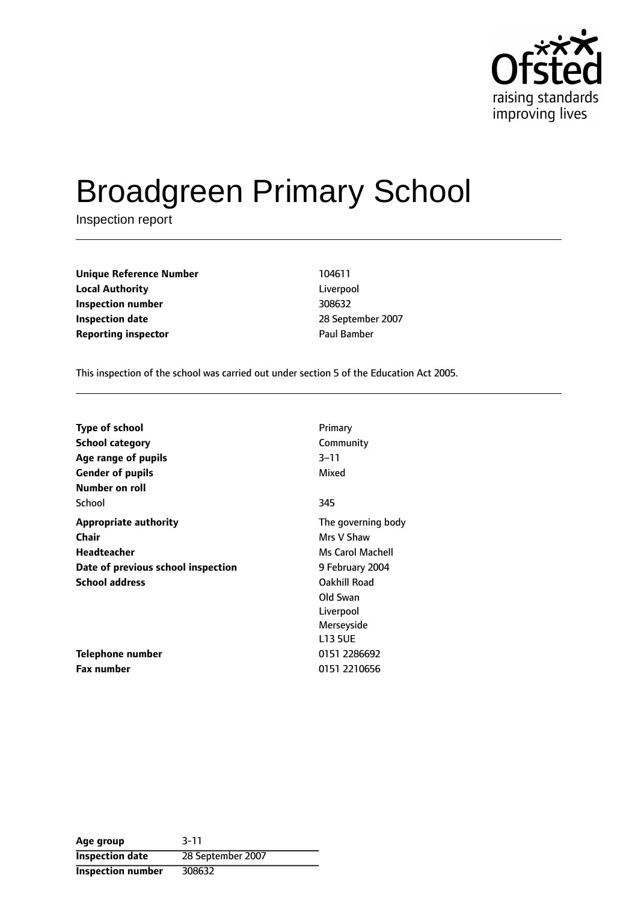Ofsted
raising standards
improving lives

# Broadgreen Primary School

Inspection report

| | |
|---|---|
| **Unique Reference Number** | 104611 |
| **Local Authority** | Liverpool |
| **Inspection number** | 308632 |
| **Inspection date** | 28 September 2007 |
| **Reporting inspector** | Paul Bamber |

This inspection of the school was carried out under section 5 of the Education Act 2005.

| | |
|---|---|
| **Type of school** | Primary |
| **School category** | Community |
| **Age range of pupils** | 3–11 |
| **Gender of pupils** | Mixed |
| **Number on roll** | |
| School | 345 |
| **Appropriate authority** | The governing body |
| **Chair** | Mrs V Shaw |
| **Headteacher** | Ms Carol Machell |
| **Date of previous school inspection** | 9 February 2004 |
| **School address** | Oakhill Road<br>Old Swan<br>Liverpool<br>Merseyside<br>L13 5UE |
| **Telephone number** | 0151 2286692 |
| **Fax number** | 0151 2210656 |

| | |
|---|---|
| **Age group** | 3-11 |
| **Inspection date** | 28 September 2007 |
| **Inspection number** | 308632 |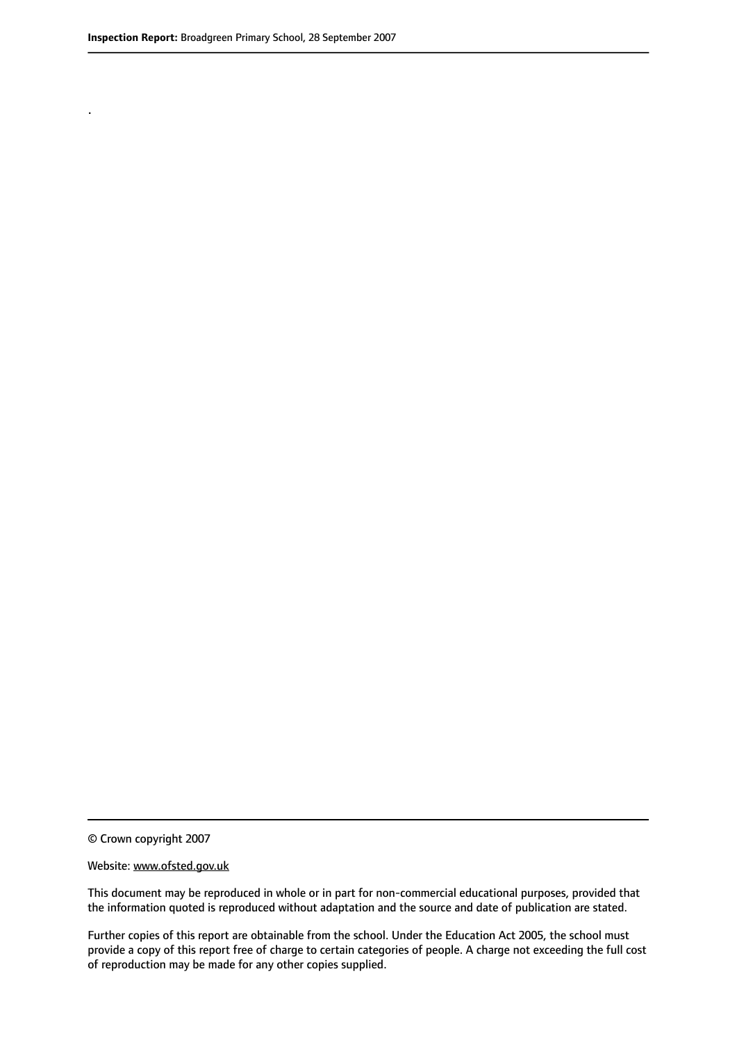.

© Crown copyright 2007

Website: www.ofsted.gov.uk

This document may be reproduced in whole or in part for non-commercial educational purposes, provided that the information quoted is reproduced without adaptation and the source and date of publication are stated.

Further copies of this report are obtainable from the school. Under the Education Act 2005, the school must provide a copy of this report free of charge to certain categories of people. A charge not exceeding the full cost of reproduction may be made for any other copies supplied.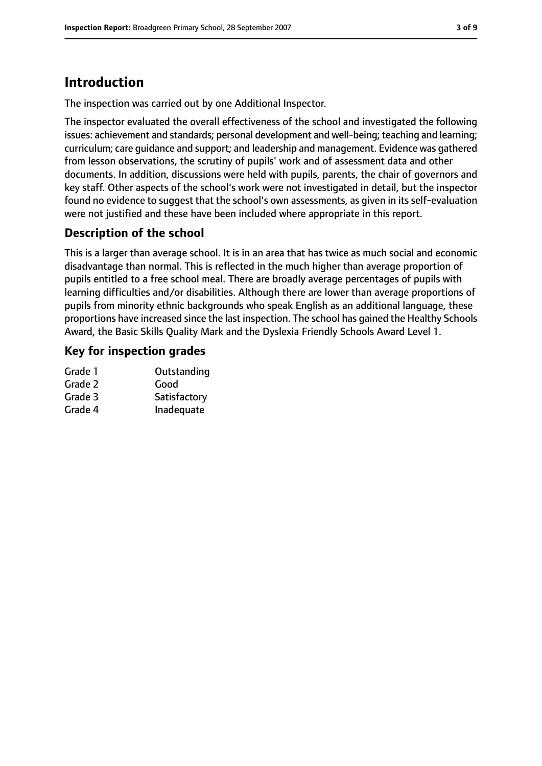# Introduction

The inspection was carried out by one Additional Inspector.

The inspector evaluated the overall effectiveness of the school and investigated the following issues: achievement and standards; personal development and well-being; teaching and learning; curriculum; care guidance and support; and leadership and management. Evidence was gathered from lesson observations, the scrutiny of pupils' work and of assessment data and other documents. In addition, discussions were held with pupils, parents, the chair of governors and key staff. Other aspects of the school's work were not investigated in detail, but the inspector found no evidence to suggest that the school's own assessments, as given in its self-evaluation were not justified and these have been included where appropriate in this report.

## Description of the school

This is a larger than average school. It is in an area that has twice as much social and economic disadvantage than normal. This is reflected in the much higher than average proportion of pupils entitled to a free school meal. There are broadly average percentages of pupils with learning difficulties and/or disabilities. Although there are lower than average proportions of pupils from minority ethnic backgrounds who speak English as an additional language, these proportions have increased since the last inspection. The school has gained the Healthy Schools Award, the Basic Skills Quality Mark and the Dyslexia Friendly Schools Award Level 1.

## Key for inspection grades

| | |
|---|---|
| Grade 1 | Outstanding |
| Grade 2 | Good |
| Grade 3 | Satisfactory |
| Grade 4 | Inadequate |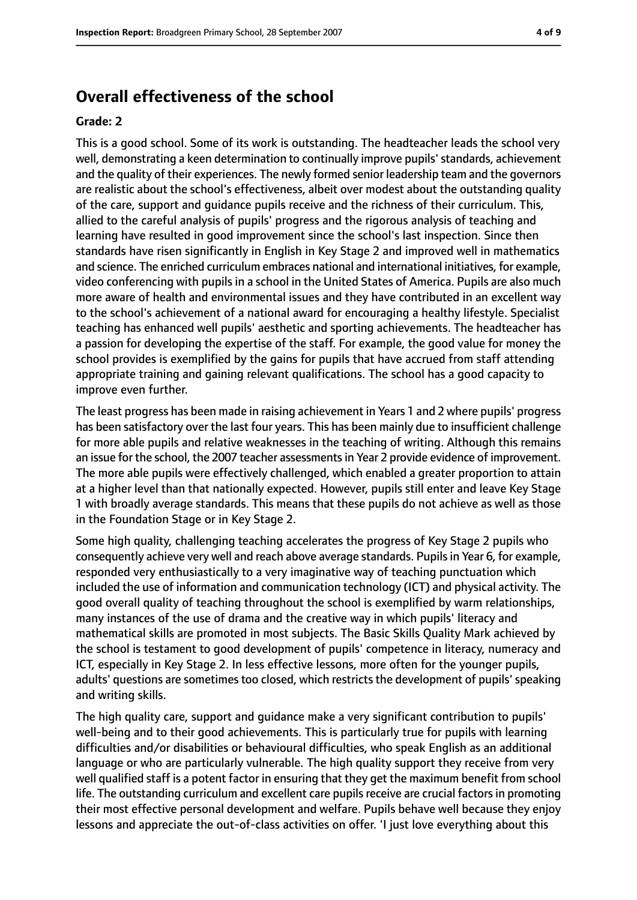## Overall effectiveness of the school

### Grade: 2

This is a good school. Some of its work is outstanding. The headteacher leads the school very well, demonstrating a keen determination to continually improve pupils' standards, achievement and the quality of their experiences. The newly formed senior leadership team and the governors are realistic about the school's effectiveness, albeit over modest about the outstanding quality of the care, support and guidance pupils receive and the richness of their curriculum. This, allied to the careful analysis of pupils' progress and the rigorous analysis of teaching and learning have resulted in good improvement since the school's last inspection. Since then standards have risen significantly in English in Key Stage 2 and improved well in mathematics and science. The enriched curriculum embraces national and international initiatives, for example, video conferencing with pupils in a school in the United States of America. Pupils are also much more aware of health and environmental issues and they have contributed in an excellent way to the school's achievement of a national award for encouraging a healthy lifestyle. Specialist teaching has enhanced well pupils' aesthetic and sporting achievements. The headteacher has a passion for developing the expertise of the staff. For example, the good value for money the school provides is exemplified by the gains for pupils that have accrued from staff attending appropriate training and gaining relevant qualifications. The school has a good capacity to improve even further.

The least progress has been made in raising achievement in Years 1 and 2 where pupils' progress has been satisfactory over the last four years. This has been mainly due to insufficient challenge for more able pupils and relative weaknesses in the teaching of writing. Although this remains an issue for the school, the 2007 teacher assessments in Year 2 provide evidence of improvement. The more able pupils were effectively challenged, which enabled a greater proportion to attain at a higher level than that nationally expected. However, pupils still enter and leave Key Stage 1 with broadly average standards. This means that these pupils do not achieve as well as those in the Foundation Stage or in Key Stage 2.

Some high quality, challenging teaching accelerates the progress of Key Stage 2 pupils who consequently achieve very well and reach above average standards. Pupils in Year 6, for example, responded very enthusiastically to a very imaginative way of teaching punctuation which included the use of information and communication technology (ICT) and physical activity. The good overall quality of teaching throughout the school is exemplified by warm relationships, many instances of the use of drama and the creative way in which pupils' literacy and mathematical skills are promoted in most subjects. The Basic Skills Quality Mark achieved by the school is testament to good development of pupils' competence in literacy, numeracy and ICT, especially in Key Stage 2. In less effective lessons, more often for the younger pupils, adults' questions are sometimes too closed, which restricts the development of pupils' speaking and writing skills.

The high quality care, support and guidance make a very significant contribution to pupils' well-being and to their good achievements. This is particularly true for pupils with learning difficulties and/or disabilities or behavioural difficulties, who speak English as an additional language or who are particularly vulnerable. The high quality support they receive from very well qualified staff is a potent factor in ensuring that they get the maximum benefit from school life. The outstanding curriculum and excellent care pupils receive are crucial factors in promoting their most effective personal development and welfare. Pupils behave well because they enjoy lessons and appreciate the out-of-class activities on offer. 'I just love everything about this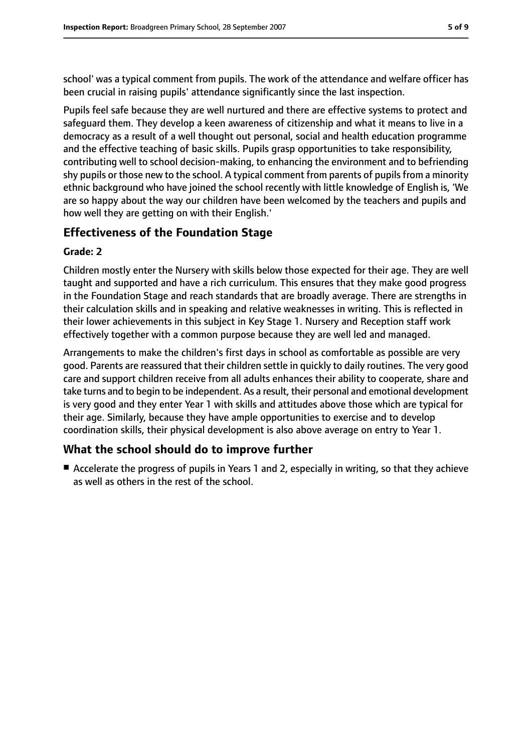school' was a typical comment from pupils. The work of the attendance and welfare officer has been crucial in raising pupils' attendance significantly since the last inspection.

Pupils feel safe because they are well nurtured and there are effective systems to protect and safeguard them. They develop a keen awareness of citizenship and what it means to live in a democracy as a result of a well thought out personal, social and health education programme and the effective teaching of basic skills. Pupils grasp opportunities to take responsibility, contributing well to school decision-making, to enhancing the environment and to befriending shy pupils or those new to the school. A typical comment from parents of pupils from a minority ethnic background who have joined the school recently with little knowledge of English is, 'We are so happy about the way our children have been welcomed by the teachers and pupils and how well they are getting on with their English.'

## Effectiveness of the Foundation Stage

### Grade: 2

Children mostly enter the Nursery with skills below those expected for their age. They are well taught and supported and have a rich curriculum. This ensures that they make good progress in the Foundation Stage and reach standards that are broadly average. There are strengths in their calculation skills and in speaking and relative weaknesses in writing. This is reflected in their lower achievements in this subject in Key Stage 1. Nursery and Reception staff work effectively together with a common purpose because they are well led and managed.

Arrangements to make the children's first days in school as comfortable as possible are very good. Parents are reassured that their children settle in quickly to daily routines. The very good care and support children receive from all adults enhances their ability to cooperate, share and take turns and to begin to be independent. As a result, their personal and emotional development is very good and they enter Year 1 with skills and attitudes above those which are typical for their age. Similarly, because they have ample opportunities to exercise and to develop coordination skills, their physical development is also above average on entry to Year 1.

## What the school should do to improve further

- Accelerate the progress of pupils in Years 1 and 2, especially in writing, so that they achieve as well as others in the rest of the school.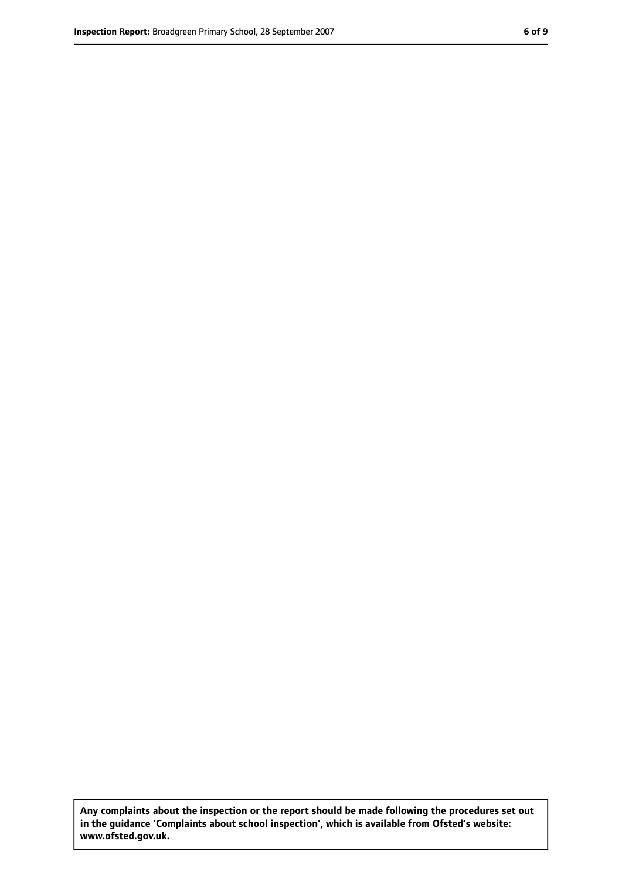**Any complaints about the inspection or the report should be made following the procedures set out in the guidance 'Complaints about school inspection', which is available from Ofsted's website: www.ofsted.gov.uk.**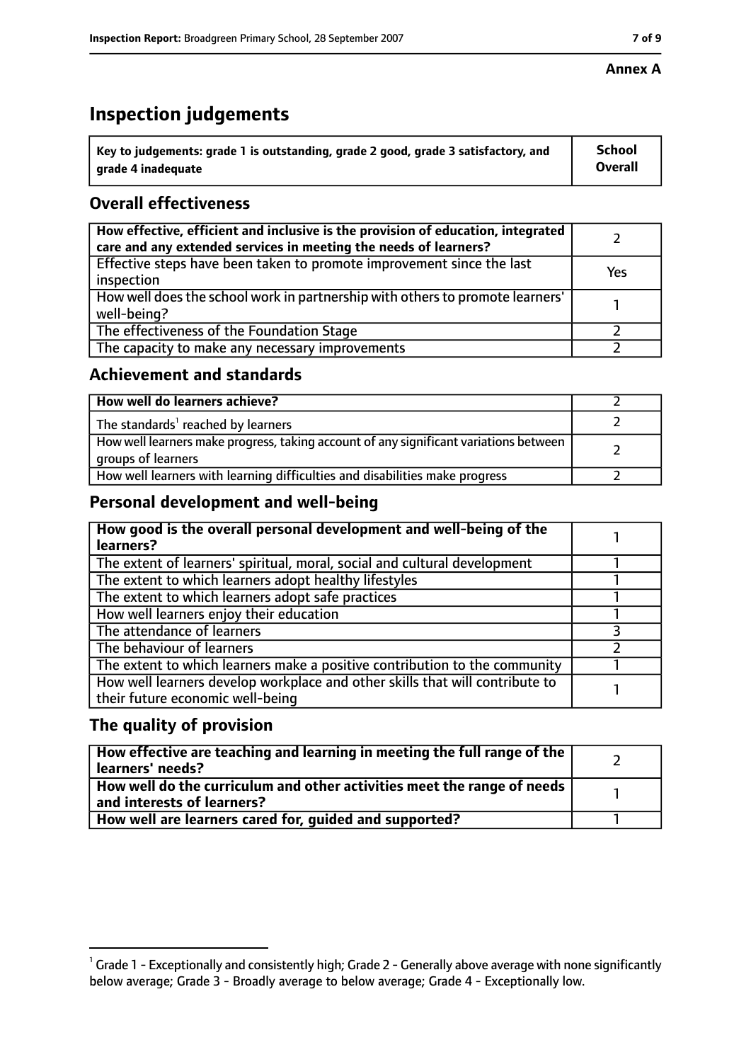**Annex A**

# Inspection judgements

| Key to judgements: grade 1 is outstanding, grade 2 good, grade 3 satisfactory, and grade 4 inadequate | School Overall |
|---|---|

## Overall effectiveness

| | |
|---|---|
| How effective, efficient and inclusive is the provision of education, integrated care and any extended services in meeting the needs of learners? | 2 |
| Effective steps have been taken to promote improvement since the last inspection | Yes |
| How well does the school work in partnership with others to promote learners' well-being? | 1 |
| The effectiveness of the Foundation Stage | 2 |
| The capacity to make any necessary improvements | 2 |

## Achievement and standards

| | |
|---|---|
| How well do learners achieve? | 2 |
| The standards[1] reached by learners | 2 |
| How well learners make progress, taking account of any significant variations between groups of learners | 2 |
| How well learners with learning difficulties and disabilities make progress | 2 |

## Personal development and well-being

| | |
|---|---|
| How good is the overall personal development and well-being of the learners? | 1 |
| The extent of learners' spiritual, moral, social and cultural development | 1 |
| The extent to which learners adopt healthy lifestyles | 1 |
| The extent to which learners adopt safe practices | 1 |
| How well learners enjoy their education | 1 |
| The attendance of learners | 3 |
| The behaviour of learners | 2 |
| The extent to which learners make a positive contribution to the community | 1 |
| How well learners develop workplace and other skills that will contribute to their future economic well-being | 1 |

## The quality of provision

| | |
|---|---|
| How effective are teaching and learning in meeting the full range of the learners' needs? | 2 |
| How well do the curriculum and other activities meet the range of needs and interests of learners? | 1 |
| How well are learners cared for, guided and supported? | 1 |

[1] Grade 1 - Exceptionally and consistently high; Grade 2 - Generally above average with none significantly below average; Grade 3 - Broadly average to below average; Grade 4 - Exceptionally low.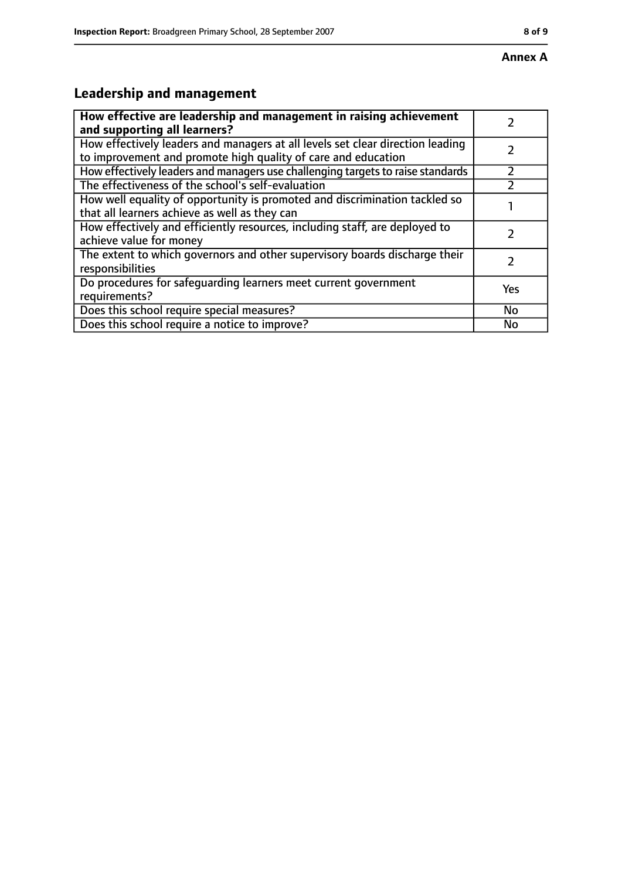**Annex A**

## Leadership and management

| **How effective are leadership and management in raising achievement and supporting all learners?** | 2 |
| --- | --- |
| How effectively leaders and managers at all levels set clear direction leading to improvement and promote high quality of care and education | 2 |
| How effectively leaders and managers use challenging targets to raise standards | 2 |
| The effectiveness of the school's self-evaluation | 2 |
| How well equality of opportunity is promoted and discrimination tackled so that all learners achieve as well as they can | 1 |
| How effectively and efficiently resources, including staff, are deployed to achieve value for money | 2 |
| The extent to which governors and other supervisory boards discharge their responsibilities | 2 |
| Do procedures for safeguarding learners meet current government requirements? | Yes |
| Does this school require special measures? | No |
| Does this school require a notice to improve? | No |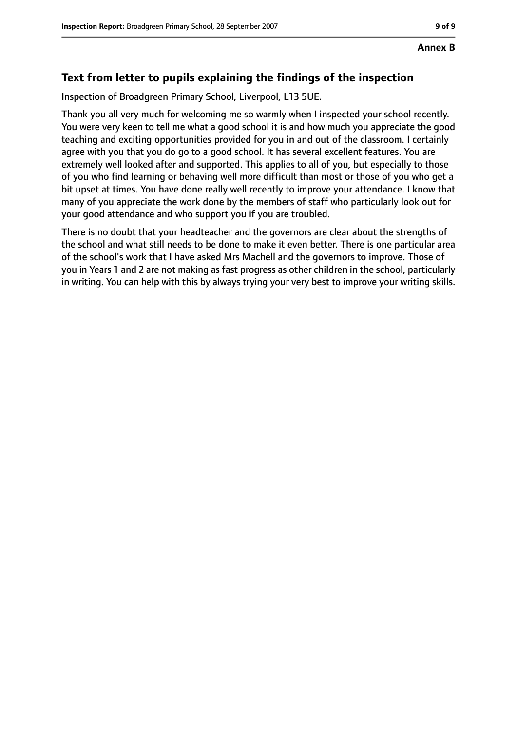**Annex B**

## Text from letter to pupils explaining the findings of the inspection

Inspection of Broadgreen Primary School, Liverpool, L13 5UE.

Thank you all very much for welcoming me so warmly when I inspected your school recently. You were very keen to tell me what a good school it is and how much you appreciate the good teaching and exciting opportunities provided for you in and out of the classroom. I certainly agree with you that you do go to a good school. It has several excellent features. You are extremely well looked after and supported. This applies to all of you, but especially to those of you who find learning or behaving well more difficult than most or those of you who get a bit upset at times. You have done really well recently to improve your attendance. I know that many of you appreciate the work done by the members of staff who particularly look out for your good attendance and who support you if you are troubled.

There is no doubt that your headteacher and the governors are clear about the strengths of the school and what still needs to be done to make it even better. There is one particular area of the school's work that I have asked Mrs Machell and the governors to improve. Those of you in Years 1 and 2 are not making as fast progress as other children in the school, particularly in writing. You can help with this by always trying your very best to improve your writing skills.